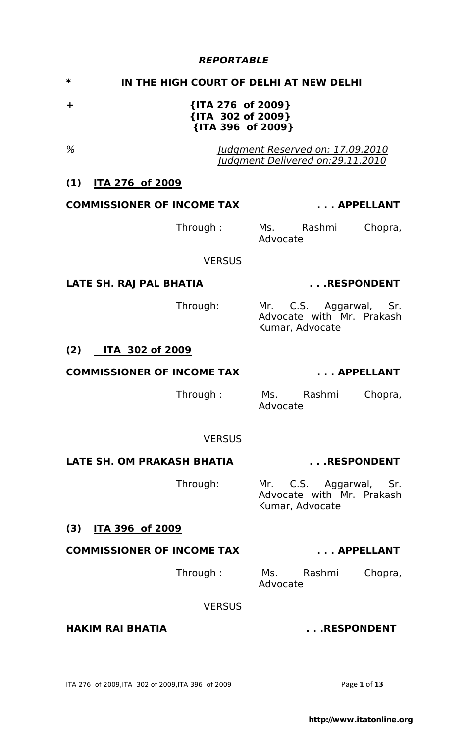***REPORTABLE***

**\*　　　IN THE HIGH COURT OF DELHI AT NEW DELHI**

**+　　　{ITA 276 of 2009}**
**{ITA 302 of 2009}**
**{ITA 396 of 2009}**

%　　　*Judgment Reserved on: 17.09.2010*
*Judgment Delivered on:29.11.2010*

**(1) ITA 276 of 2009**

**COMMISSIONER OF INCOME TAX　　　. . . APPELLANT**

Through : Ms. Rashmi Chopra, Advocate

VERSUS

**LATE SH. RAJ PAL BHATIA　　　. . .RESPONDENT**

Through: Mr. C.S. Aggarwal, Sr. Advocate with Mr. Prakash Kumar, Advocate

**(2) ITA 302 of 2009**

**COMMISSIONER OF INCOME TAX　　　. . . APPELLANT**

Through : Ms. Rashmi Chopra, Advocate

VERSUS

**LATE SH. OM PRAKASH BHATIA　　　. . .RESPONDENT**

Through: Mr. C.S. Aggarwal, Sr. Advocate with Mr. Prakash Kumar, Advocate

**(3) ITA 396 of 2009**

**COMMISSIONER OF INCOME TAX　　　. . . APPELLANT**

Through : Ms. Rashmi Chopra, Advocate

VERSUS

**HAKIM RAI BHATIA　　　. . .RESPONDENT**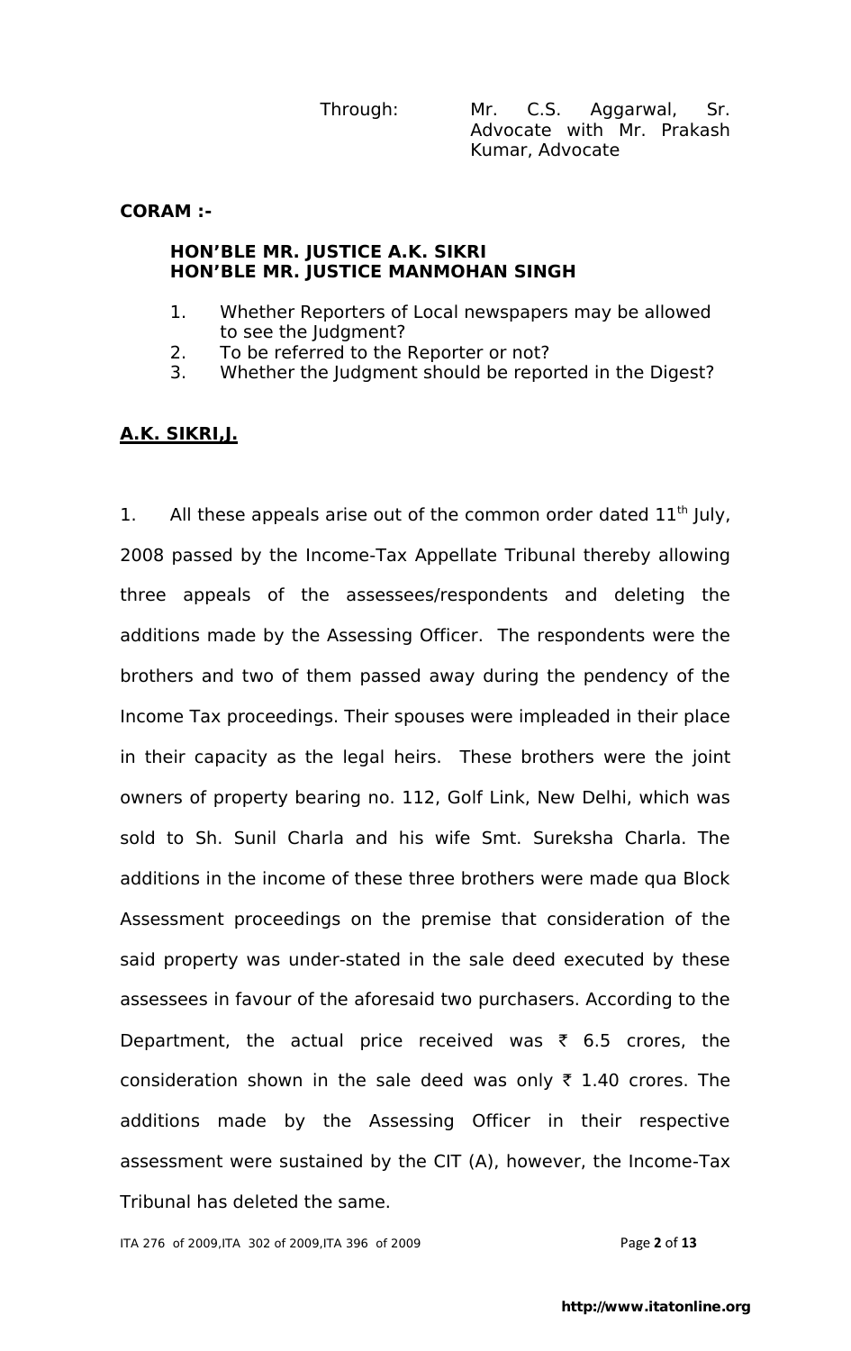Through: Mr. C.S. Aggarwal, Sr. Advocate with Mr. Prakash Kumar, Advocate

**CORAM :-**

**HON'BLE MR. JUSTICE A.K. SIKRI**
**HON'BLE MR. JUSTICE MANMOHAN SINGH**

1. Whether Reporters of Local newspapers may be allowed to see the Judgment?
2. To be referred to the Reporter or not?
3. Whether the Judgment should be reported in the Digest?

**A.K. SIKRI,J.**

1. All these appeals arise out of the common order dated 11th July, 2008 passed by the Income-Tax Appellate Tribunal thereby allowing three appeals of the assessees/respondents and deleting the additions made by the Assessing Officer. The respondents were the brothers and two of them passed away during the pendency of the Income Tax proceedings. Their spouses were impleaded in their place in their capacity as the legal heirs. These brothers were the joint owners of property bearing no. 112, Golf Link, New Delhi, which was sold to Sh. Sunil Charla and his wife Smt. Sureksha Charla. The additions in the income of these three brothers were made qua Block Assessment proceedings on the premise that consideration of the said property was under-stated in the sale deed executed by these assessees in favour of the aforesaid two purchasers. According to the Department, the actual price received was ₹ 6.5 crores, the consideration shown in the sale deed was only ₹ 1.40 crores. The additions made by the Assessing Officer in their respective assessment were sustained by the CIT (A), however, the Income-Tax Tribunal has deleted the same.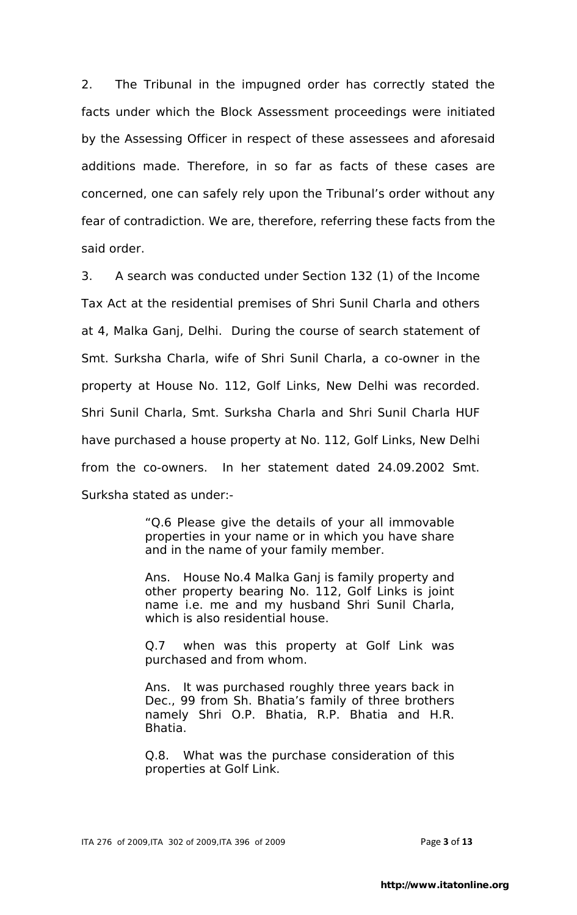2. The Tribunal in the impugned order has correctly stated the facts under which the Block Assessment proceedings were initiated by the Assessing Officer in respect of these assessees and aforesaid additions made. Therefore, in so far as facts of these cases are concerned, one can safely rely upon the Tribunal's order without any fear of contradiction. We are, therefore, referring these facts from the said order.

3. A search was conducted under Section 132 (1) of the Income Tax Act at the residential premises of Shri Sunil Charla and others at 4, Malka Ganj, Delhi. During the course of search statement of Smt. Surksha Charla, wife of Shri Sunil Charla, a co-owner in the property at House No. 112, Golf Links, New Delhi was recorded. Shri Sunil Charla, Smt. Surksha Charla and Shri Sunil Charla HUF have purchased a house property at No. 112, Golf Links, New Delhi from the co-owners. In her statement dated 24.09.2002 Smt. Surksha stated as under:-

> "Q.6 Please give the details of your all immovable properties in your name or in which you have share and in the name of your family member.
>
> Ans. House No.4 Malka Ganj is family property and other property bearing No. 112, Golf Links is joint name i.e. me and my husband Shri Sunil Charla, which is also residential house.
>
> Q.7 when was this property at Golf Link was purchased and from whom.
>
> Ans. It was purchased roughly three years back in Dec., 99 from Sh. Bhatia's family of three brothers namely Shri O.P. Bhatia, R.P. Bhatia and H.R. Bhatia.
>
> Q.8. What was the purchase consideration of this properties at Golf Link.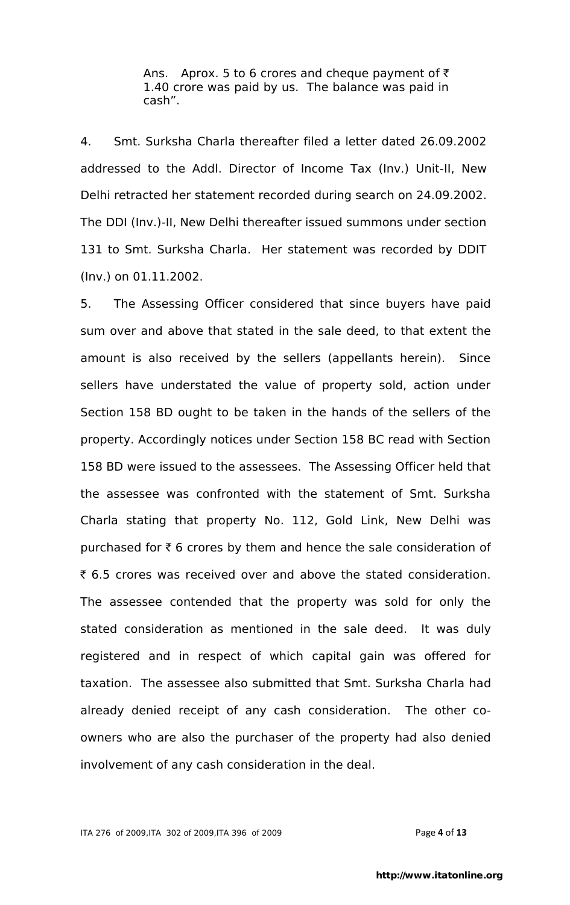Ans. Aprox. 5 to 6 crores and cheque payment of ₹ 1.40 crore was paid by us. The balance was paid in cash".

4. Smt. Surksha Charla thereafter filed a letter dated 26.09.2002 addressed to the Addl. Director of Income Tax (Inv.) Unit-II, New Delhi retracted her statement recorded during search on 24.09.2002. The DDI (Inv.)-II, New Delhi thereafter issued summons under section 131 to Smt. Surksha Charla. Her statement was recorded by DDIT (Inv.) on 01.11.2002.

5. The Assessing Officer considered that since buyers have paid sum over and above that stated in the sale deed, to that extent the amount is also received by the sellers (appellants herein). Since sellers have understated the value of property sold, action under Section 158 BD ought to be taken in the hands of the sellers of the property. Accordingly notices under Section 158 BC read with Section 158 BD were issued to the assessees. The Assessing Officer held that the assessee was confronted with the statement of Smt. Surksha Charla stating that property No. 112, Gold Link, New Delhi was purchased for ₹ 6 crores by them and hence the sale consideration of ₹ 6.5 crores was received over and above the stated consideration. The assessee contended that the property was sold for only the stated consideration as mentioned in the sale deed. It was duly registered and in respect of which capital gain was offered for taxation. The assessee also submitted that Smt. Surksha Charla had already denied receipt of any cash consideration. The other co-owners who are also the purchaser of the property had also denied involvement of any cash consideration in the deal.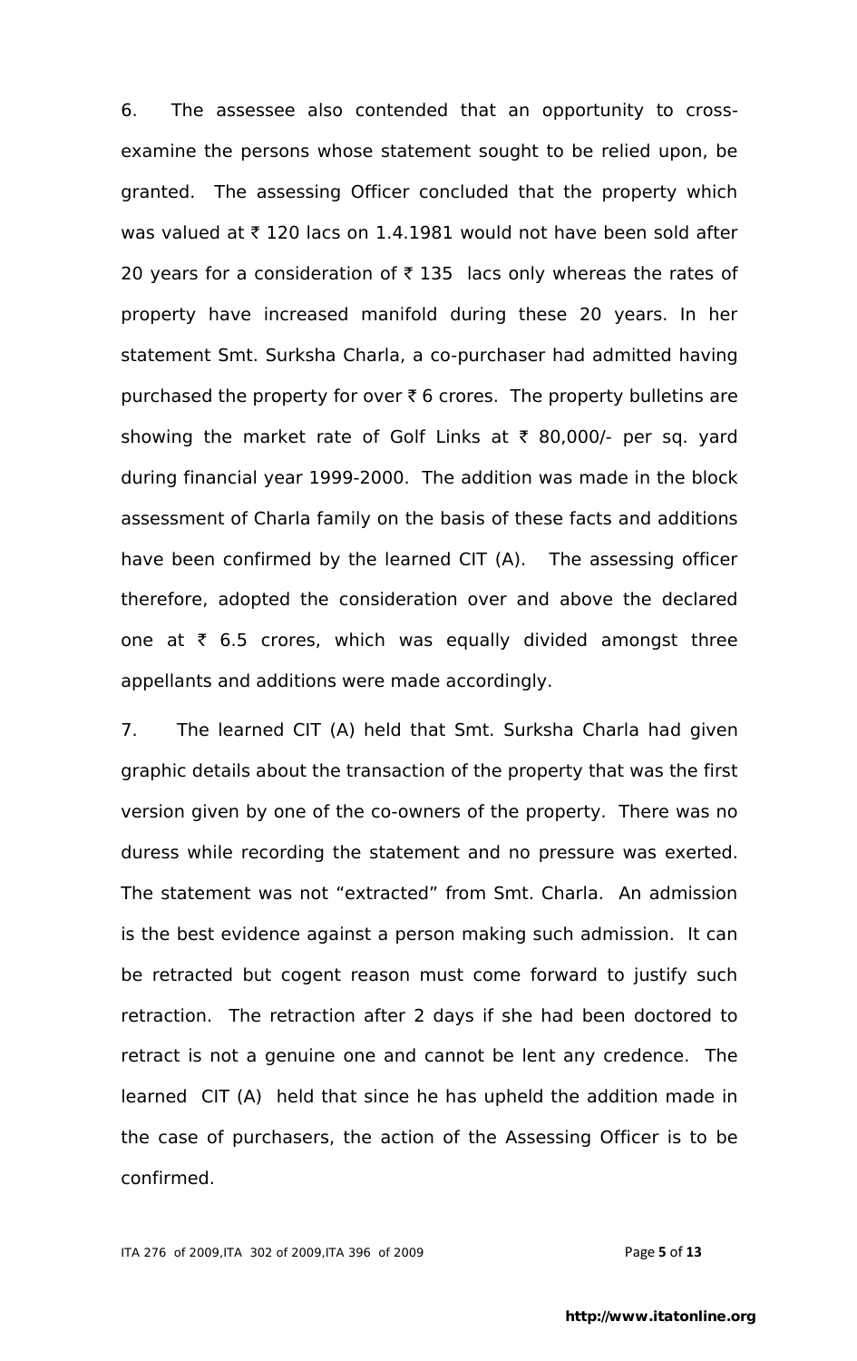6. The assessee also contended that an opportunity to cross-examine the persons whose statement sought to be relied upon, be granted. The assessing Officer concluded that the property which was valued at ₹ 120 lacs on 1.4.1981 would not have been sold after 20 years for a consideration of ₹ 135 lacs only whereas the rates of property have increased manifold during these 20 years. In her statement Smt. Surksha Charla, a co-purchaser had admitted having purchased the property for over ₹ 6 crores. The property bulletins are showing the market rate of Golf Links at ₹ 80,000/- per sq. yard during financial year 1999-2000. The addition was made in the block assessment of Charla family on the basis of these facts and additions have been confirmed by the learned CIT (A). The assessing officer therefore, adopted the consideration over and above the declared one at ₹ 6.5 crores, which was equally divided amongst three appellants and additions were made accordingly.

7. The learned CIT (A) held that Smt. Surksha Charla had given graphic details about the transaction of the property that was the first version given by one of the co-owners of the property. There was no duress while recording the statement and no pressure was exerted. The statement was not "extracted" from Smt. Charla. An admission is the best evidence against a person making such admission. It can be retracted but cogent reason must come forward to justify such retraction. The retraction after 2 days if she had been doctored to retract is not a genuine one and cannot be lent any credence. The learned CIT (A) held that since he has upheld the addition made in the case of purchasers, the action of the Assessing Officer is to be confirmed.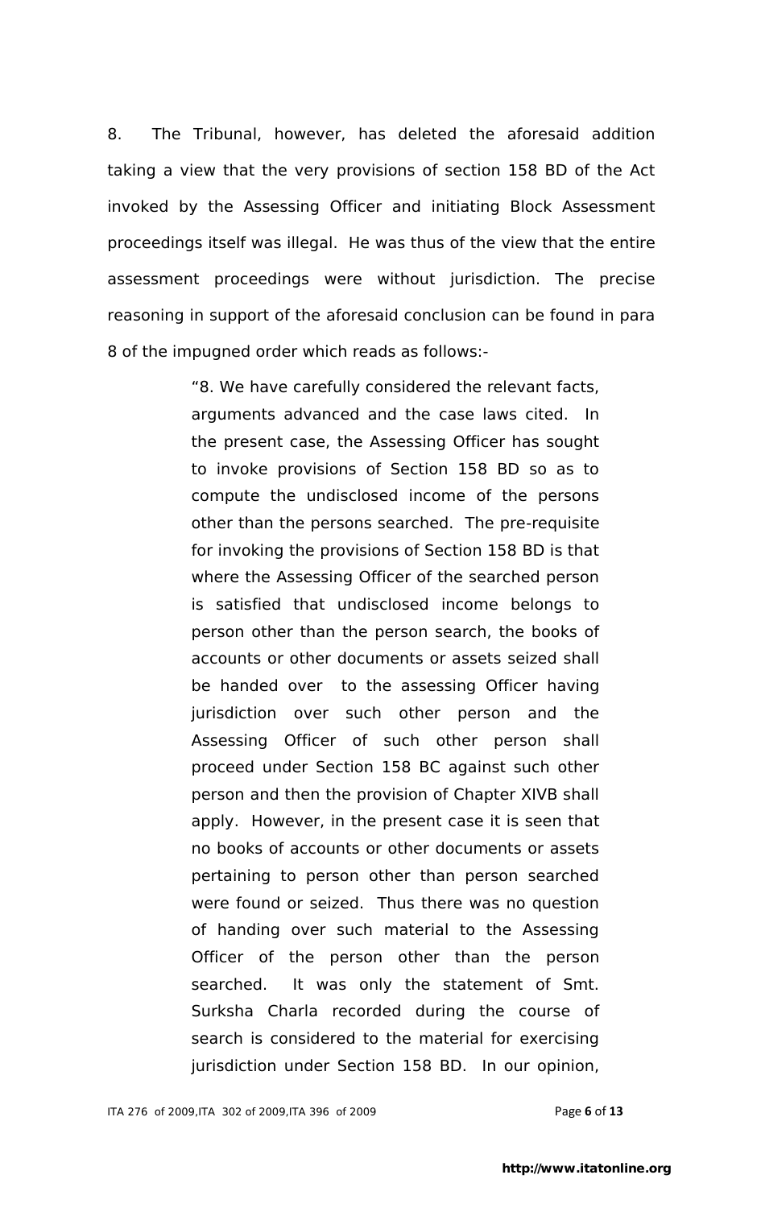8. The Tribunal, however, has deleted the aforesaid addition taking a view that the very provisions of section 158 BD of the Act invoked by the Assessing Officer and initiating Block Assessment proceedings itself was illegal. He was thus of the view that the entire assessment proceedings were without jurisdiction. The precise reasoning in support of the aforesaid conclusion can be found in para 8 of the impugned order which reads as follows:-

> "8. We have carefully considered the relevant facts, arguments advanced and the case laws cited. In the present case, the Assessing Officer has sought to invoke provisions of Section 158 BD so as to compute the undisclosed income of the persons other than the persons searched. The pre-requisite for invoking the provisions of Section 158 BD is that where the Assessing Officer of the searched person is satisfied that undisclosed income belongs to person other than the person search, the books of accounts or other documents or assets seized shall be handed over to the assessing Officer having jurisdiction over such other person and the Assessing Officer of such other person shall proceed under Section 158 BC against such other person and then the provision of Chapter XIVB shall apply. However, in the present case it is seen that no books of accounts or other documents or assets pertaining to person other than person searched were found or seized. Thus there was no question of handing over such material to the Assessing Officer of the person other than the person searched. It was only the statement of Smt. Surksha Charla recorded during the course of search is considered to the material for exercising jurisdiction under Section 158 BD. In our opinion,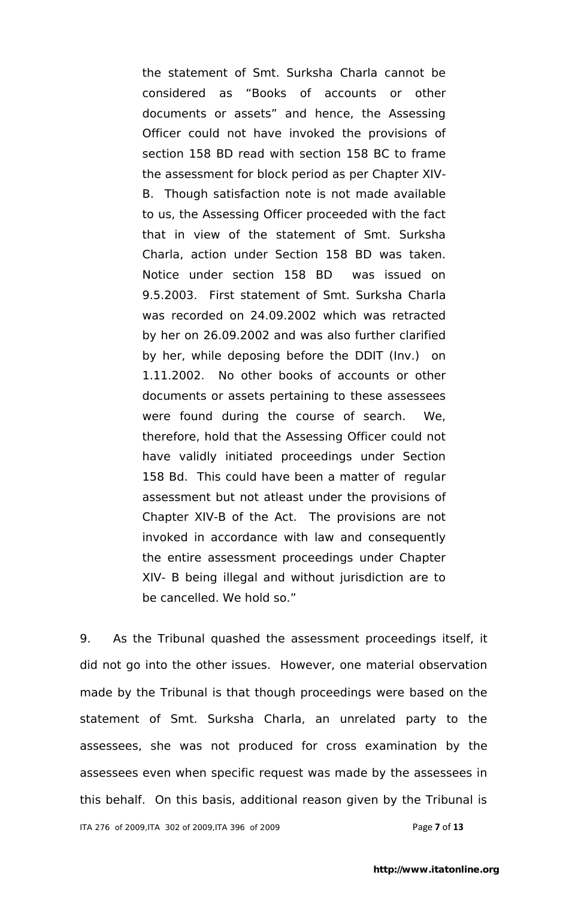> the statement of Smt. Surksha Charla cannot be considered as "Books of accounts or other documents or assets" and hence, the Assessing Officer could not have invoked the provisions of section 158 BD read with section 158 BC to frame the assessment for block period as per Chapter XIV-B. Though satisfaction note is not made available to us, the Assessing Officer proceeded with the fact that in view of the statement of Smt. Surksha Charla, action under Section 158 BD was taken. Notice under section 158 BD was issued on 9.5.2003. First statement of Smt. Surksha Charla was recorded on 24.09.2002 which was retracted by her on 26.09.2002 and was also further clarified by her, while deposing before the DDIT (Inv.) on 1.11.2002. No other books of accounts or other documents or assets pertaining to these assessees were found during the course of search. We, therefore, hold that the Assessing Officer could not have validly initiated proceedings under Section 158 Bd. This could have been a matter of regular assessment but not atleast under the provisions of Chapter XIV-B of the Act. The provisions are not invoked in accordance with law and consequently the entire assessment proceedings under Chapter XIV- B being illegal and without jurisdiction are to be cancelled. We hold so."

9. As the Tribunal quashed the assessment proceedings itself, it did not go into the other issues. However, one material observation made by the Tribunal is that though proceedings were based on the statement of Smt. Surksha Charla, an unrelated party to the assessees, she was not produced for cross examination by the assessees even when specific request was made by the assessees in this behalf. On this basis, additional reason given by the Tribunal is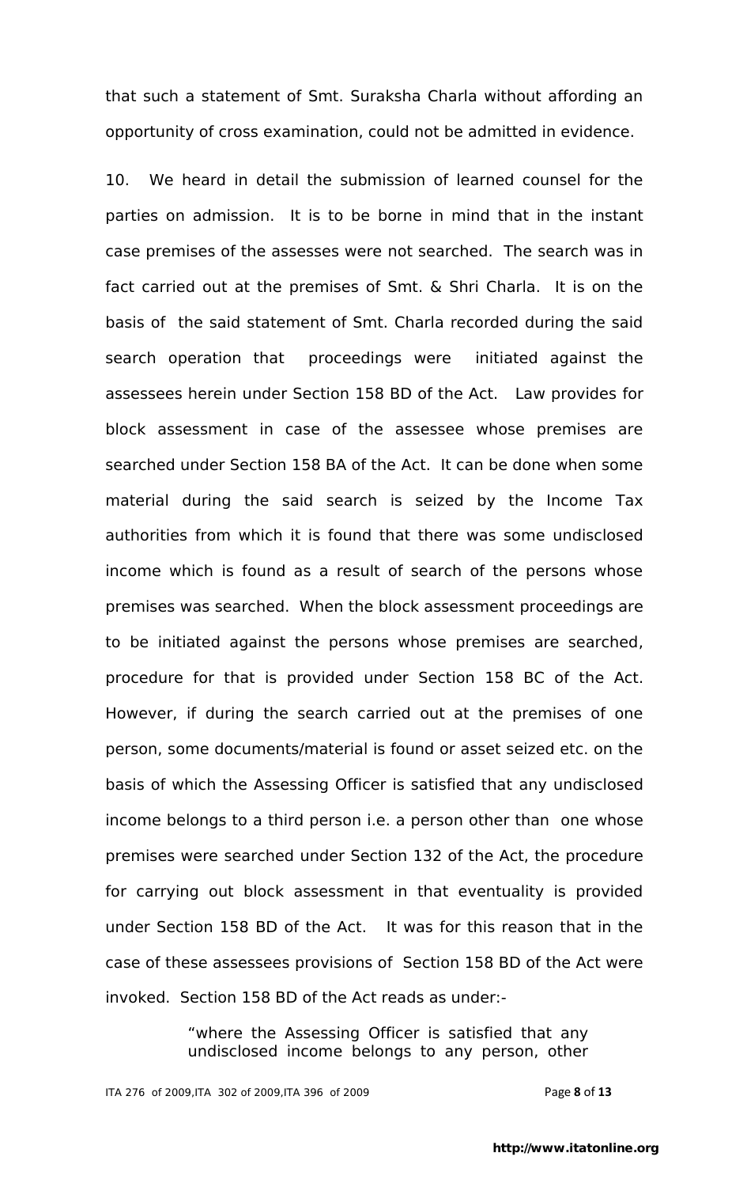that such a statement of Smt. Suraksha Charla without affording an opportunity of cross examination, could not be admitted in evidence.

10. We heard in detail the submission of learned counsel for the parties on admission. It is to be borne in mind that in the instant case premises of the assesses were not searched. The search was in fact carried out at the premises of Smt. & Shri Charla. It is on the basis of the said statement of Smt. Charla recorded during the said search operation that proceedings were initiated against the assessees herein under Section 158 BD of the Act. Law provides for block assessment in case of the assessee whose premises are searched under Section 158 BA of the Act. It can be done when some material during the said search is seized by the Income Tax authorities from which it is found that there was some undisclosed income which is found as a result of search of the persons whose premises was searched. When the block assessment proceedings are to be initiated against the persons whose premises are searched, procedure for that is provided under Section 158 BC of the Act. However, if during the search carried out at the premises of one person, some documents/material is found or asset seized etc. on the basis of which the Assessing Officer is satisfied that any undisclosed income belongs to a third person i.e. a person other than one whose premises were searched under Section 132 of the Act, the procedure for carrying out block assessment in that eventuality is provided under Section 158 BD of the Act. It was for this reason that in the case of these assessees provisions of Section 158 BD of the Act were invoked. Section 158 BD of the Act reads as under:-

> "where the Assessing Officer is satisfied that any undisclosed income belongs to any person, other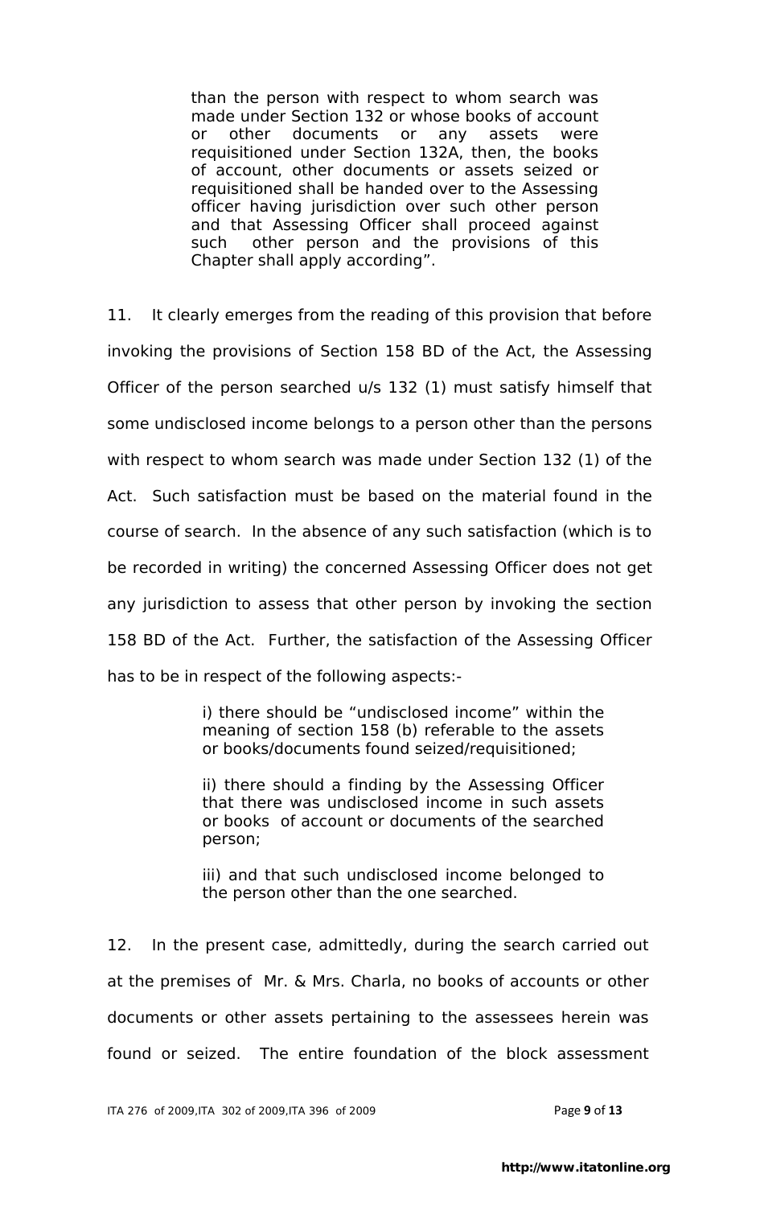> than the person with respect to whom search was made under Section 132 or whose books of account or other documents or any assets were requisitioned under Section 132A, then, the books of account, other documents or assets seized or requisitioned shall be handed over to the Assessing officer having jurisdiction over such other person and that Assessing Officer shall proceed against such other person and the provisions of this Chapter shall apply according".

11. It clearly emerges from the reading of this provision that before invoking the provisions of Section 158 BD of the Act, the Assessing Officer of the person searched u/s 132 (1) must satisfy himself that some undisclosed income belongs to a person other than the persons with respect to whom search was made under Section 132 (1) of the Act. Such satisfaction must be based on the material found in the course of search. In the absence of any such satisfaction (which is to be recorded in writing) the concerned Assessing Officer does not get any jurisdiction to assess that other person by invoking the section 158 BD of the Act. Further, the satisfaction of the Assessing Officer has to be in respect of the following aspects:-

> i) there should be "undisclosed income" within the meaning of section 158 (b) referable to the assets or books/documents found seized/requisitioned;
>
> ii) there should a finding by the Assessing Officer that there was undisclosed income in such assets or books of account or documents of the searched person;
>
> iii) and that such undisclosed income belonged to the person other than the one searched.

12. In the present case, admittedly, during the search carried out at the premises of Mr. & Mrs. Charla, no books of accounts or other documents or other assets pertaining to the assessees herein was found or seized. The entire foundation of the block assessment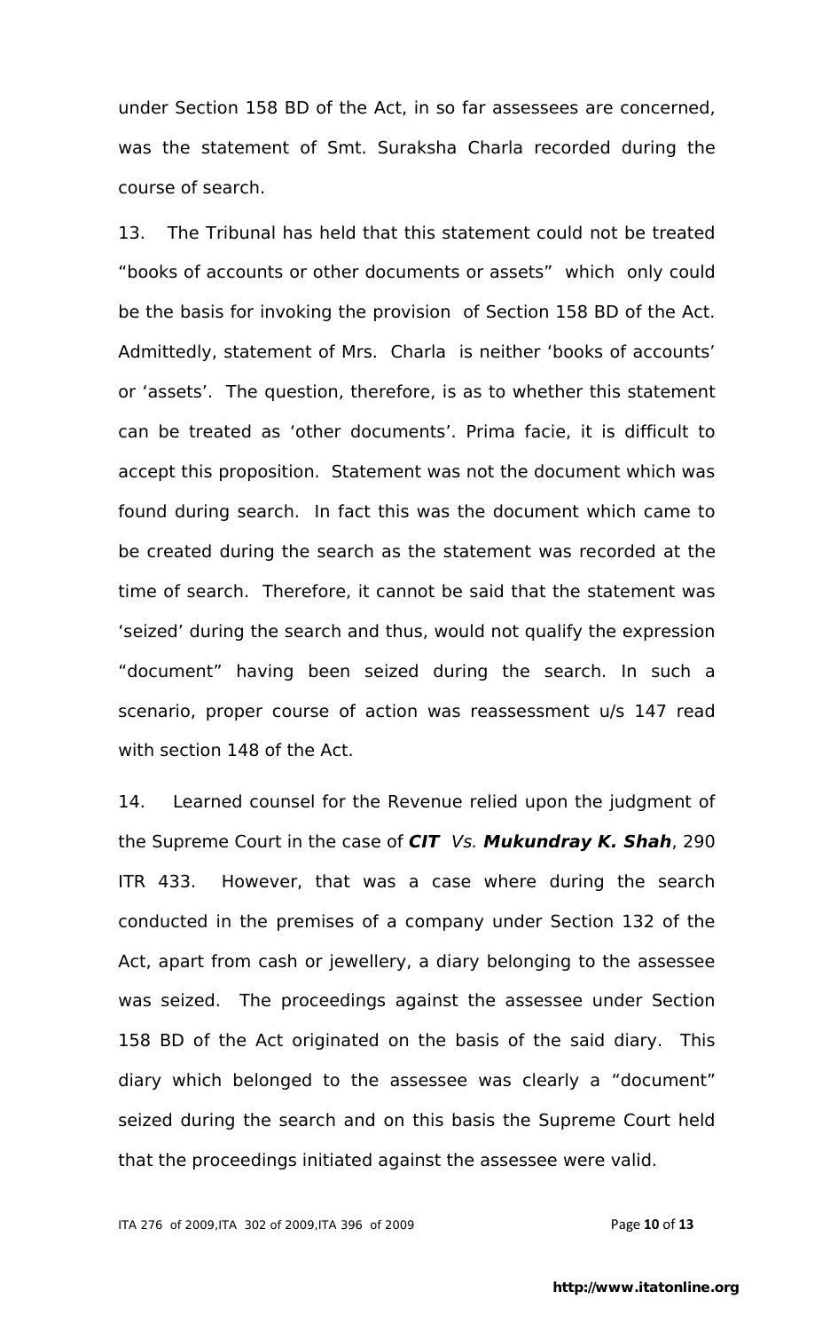under Section 158 BD of the Act, in so far assessees are concerned, was the statement of Smt. Suraksha Charla recorded during the course of search.

13. The Tribunal has held that this statement could not be treated "books of accounts or other documents or assets" which only could be the basis for invoking the provision of Section 158 BD of the Act. Admittedly, statement of Mrs. Charla is neither 'books of accounts' or 'assets'. The question, therefore, is as to whether this statement can be treated as 'other documents'. Prima facie, it is difficult to accept this proposition. Statement was not the document which was found during search. In fact this was the document which came to be created during the search as the statement was recorded at the time of search. Therefore, it cannot be said that the statement was 'seized' during the search and thus, would not qualify the expression "document" having been seized during the search. In such a scenario, proper course of action was reassessment u/s 147 read with section 148 of the Act.

14. Learned counsel for the Revenue relied upon the judgment of the Supreme Court in the case of ***CIT** Vs. **Mukundray K. Shah***, 290 ITR 433. However, that was a case where during the search conducted in the premises of a company under Section 132 of the Act, apart from cash or jewellery, a diary belonging to the assessee was seized. The proceedings against the assessee under Section 158 BD of the Act originated on the basis of the said diary. This diary which belonged to the assessee was clearly a "document" seized during the search and on this basis the Supreme Court held that the proceedings initiated against the assessee were valid.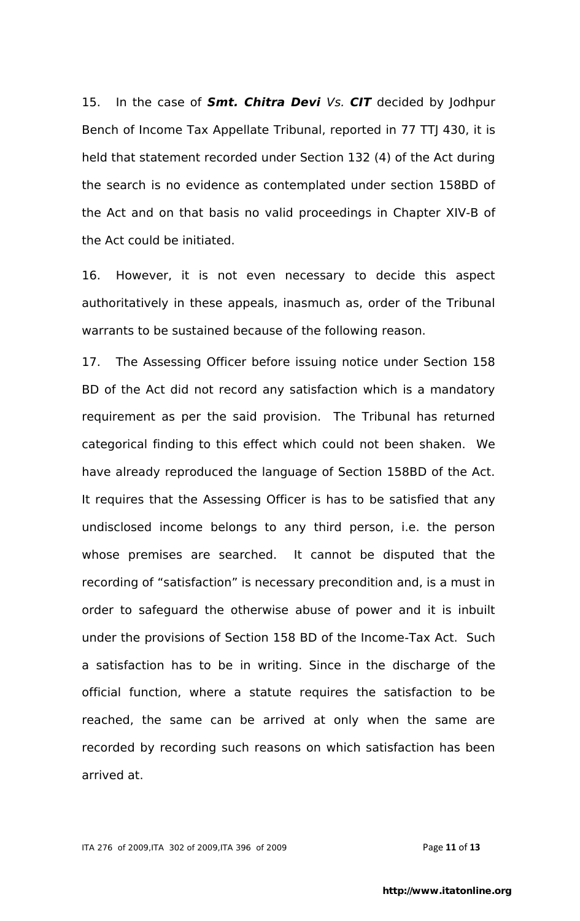15. In the case of ***Smt. Chitra Devi*** *Vs.* ***CIT*** decided by Jodhpur Bench of Income Tax Appellate Tribunal, reported in 77 TTJ 430, it is held that statement recorded under Section 132 (4) of the Act during the search is no evidence as contemplated under section 158BD of the Act and on that basis no valid proceedings in Chapter XIV-B of the Act could be initiated.

16. However, it is not even necessary to decide this aspect authoritatively in these appeals, inasmuch as, order of the Tribunal warrants to be sustained because of the following reason.

17. The Assessing Officer before issuing notice under Section 158 BD of the Act did not record any satisfaction which is a mandatory requirement as per the said provision. The Tribunal has returned categorical finding to this effect which could not been shaken. We have already reproduced the language of Section 158BD of the Act. It requires that the Assessing Officer is has to be satisfied that any undisclosed income belongs to any third person, i.e. the person whose premises are searched. It cannot be disputed that the recording of "satisfaction" is necessary precondition and, is a must in order to safeguard the otherwise abuse of power and it is inbuilt under the provisions of Section 158 BD of the Income-Tax Act. Such a satisfaction has to be in writing. Since in the discharge of the official function, where a statute requires the satisfaction to be reached, the same can be arrived at only when the same are recorded by recording such reasons on which satisfaction has been arrived at.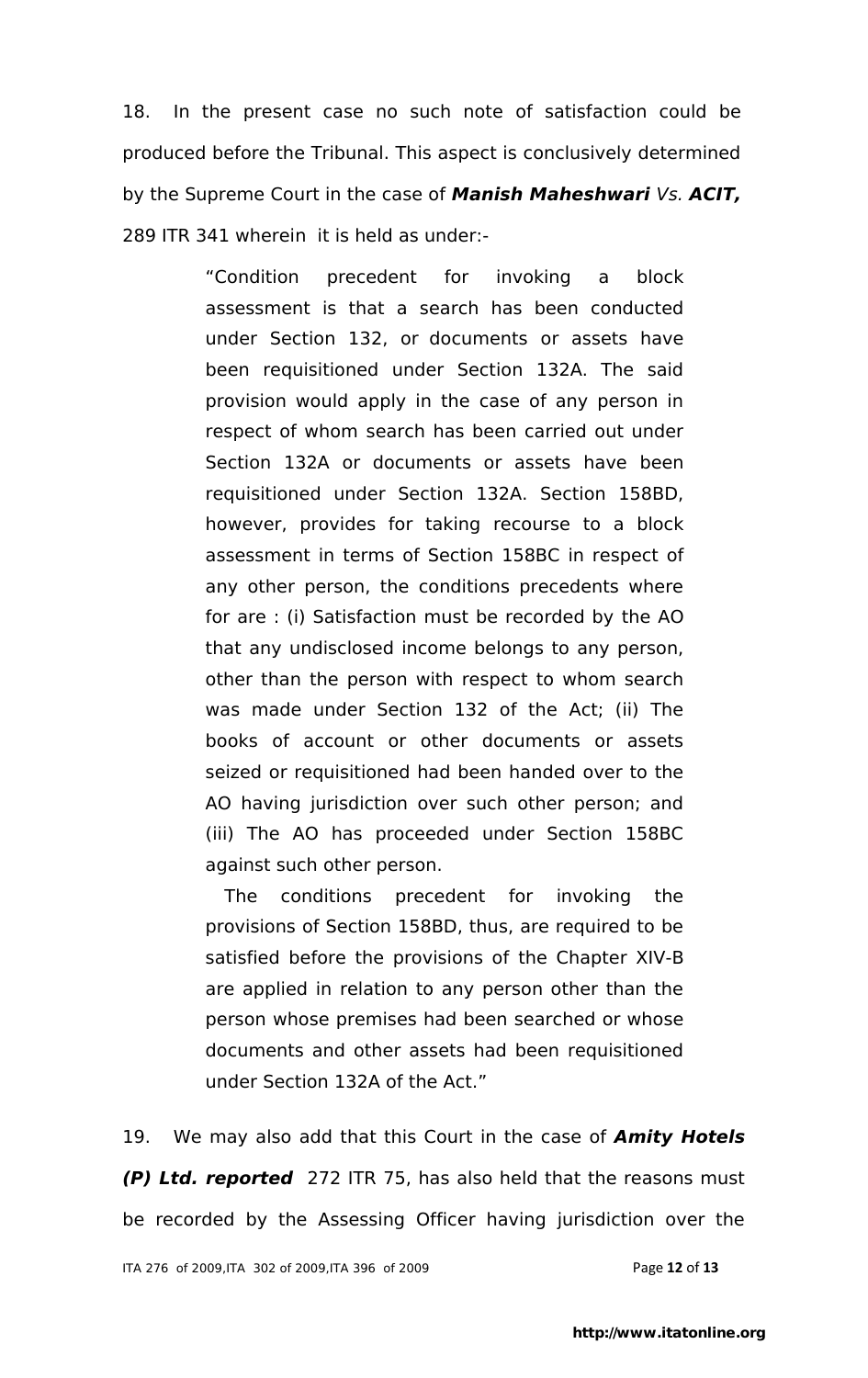18. In the present case no such note of satisfaction could be produced before the Tribunal. This aspect is conclusively determined by the Supreme Court in the case of ***Manish Maheshwari*** *Vs.* ***ACIT,*** 289 ITR 341 wherein it is held as under:-

> "Condition precedent for invoking a block assessment is that a search has been conducted under Section 132, or documents or assets have been requisitioned under Section 132A. The said provision would apply in the case of any person in respect of whom search has been carried out under Section 132A or documents or assets have been requisitioned under Section 132A. Section 158BD, however, provides for taking recourse to a block assessment in terms of Section 158BC in respect of any other person, the conditions precedents where for are : (i) Satisfaction must be recorded by the AO that any undisclosed income belongs to any person, other than the person with respect to whom search was made under Section 132 of the Act; (ii) The books of account or other documents or assets seized or requisitioned had been handed over to the AO having jurisdiction over such other person; and (iii) The AO has proceeded under Section 158BC against such other person.
>
> The conditions precedent for invoking the provisions of Section 158BD, thus, are required to be satisfied before the provisions of the Chapter XIV-B are applied in relation to any person other than the person whose premises had been searched or whose documents and other assets had been requisitioned under Section 132A of the Act."

19. We may also add that this Court in the case of ***Amity Hotels (P) Ltd. reported*** 272 ITR 75, has also held that the reasons must be recorded by the Assessing Officer having jurisdiction over the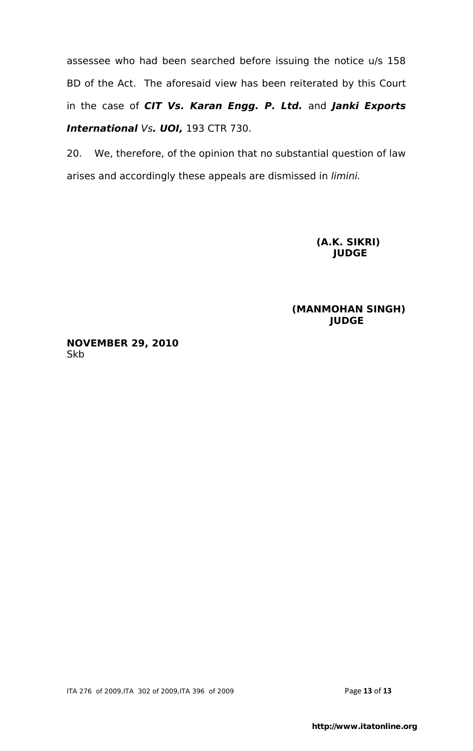assessee who had been searched before issuing the notice u/s 158 BD of the Act. The aforesaid view has been reiterated by this Court in the case of ***CIT Vs. Karan Engg. P. Ltd.*** and ***Janki Exports International*** *Vs*. ***UOI,*** 193 CTR 730.

20. We, therefore, of the opinion that no substantial question of law arises and accordingly these appeals are dismissed in *limini.*

**(A.K. SIKRI)**
**JUDGE**

**(MANMOHAN SINGH)**
**JUDGE**

**NOVEMBER 29, 2010**
Skb